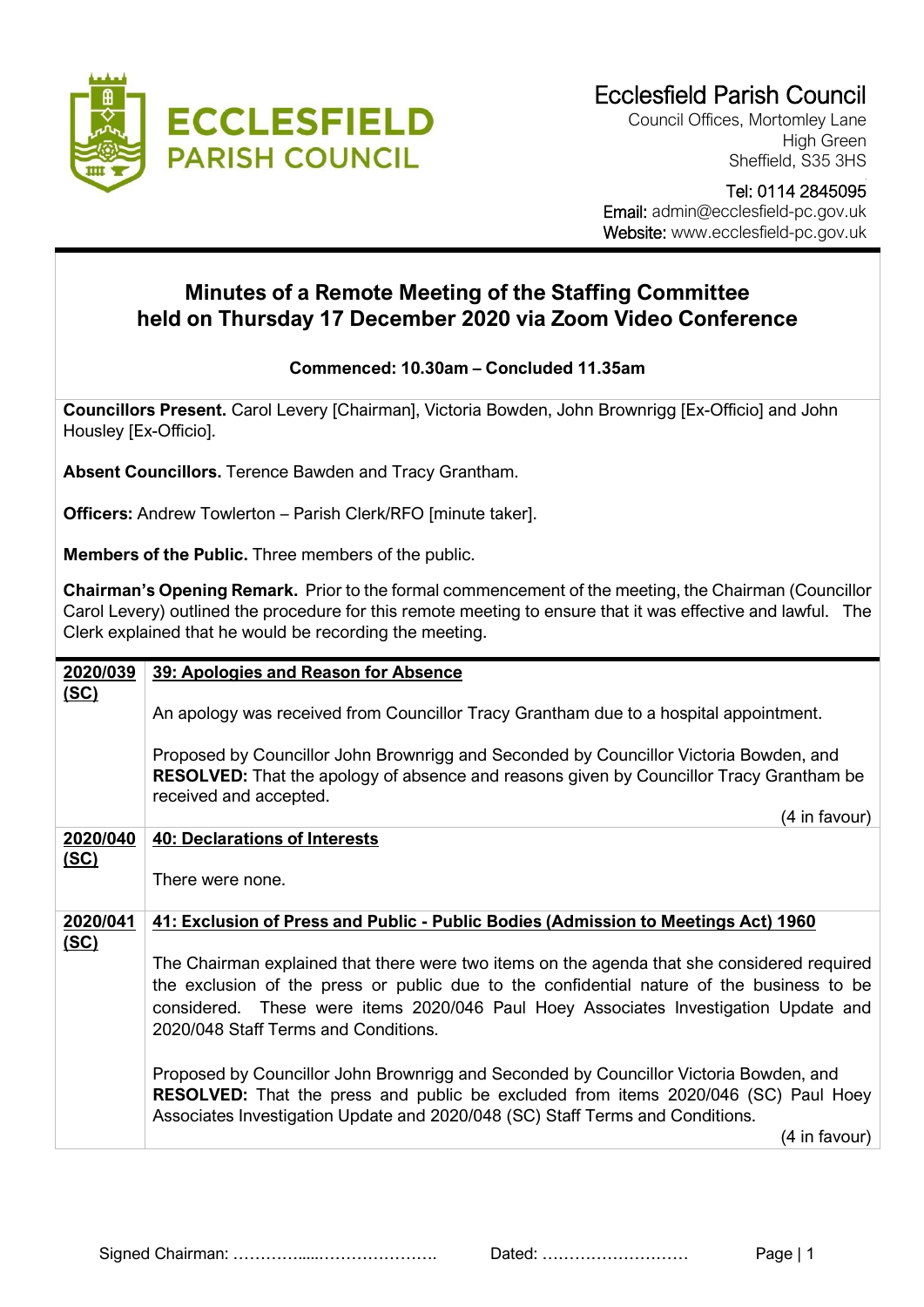# Ecclesfield Parish Council

Council Offices, Mortomley Lane
High Green
Sheffield, S35 3HS

Tel: 0114 2845095
Email: admin@ecclesfield-pc.gov.uk
Website: www.ecclesfield-pc.gov.uk

## Minutes of a Remote Meeting of the Staffing Committee held on Thursday 17 December 2020 via Zoom Video Conference

**Commenced: 10.30am – Concluded 11.35am**

**Councillors Present.** Carol Levery [Chairman], Victoria Bowden, John Brownrigg [Ex-Officio] and John Housley [Ex-Officio].

**Absent Councillors.** Terence Bawden and Tracy Grantham.

**Officers:** Andrew Towlerton – Parish Clerk/RFO [minute taker].

**Members of the Public.** Three members of the public.

**Chairman's Opening Remark.** Prior to the formal commencement of the meeting, the Chairman (Councillor Carol Levery) outlined the procedure for this remote meeting to ensure that it was effective and lawful. The Clerk explained that he would be recording the meeting.

| | |
|---|---|
| **2020/039 (SC)** | **39: Apologies and Reason for Absence**<br><br>An apology was received from Councillor Tracy Grantham due to a hospital appointment.<br><br>Proposed by Councillor John Brownrigg and Seconded by Councillor Victoria Bowden, and **RESOLVED:** That the apology of absence and reasons given by Councillor Tracy Grantham be received and accepted.<br><br>(4 in favour) |
| **2020/040 (SC)** | **40: Declarations of Interests**<br><br>There were none. |
| **2020/041 (SC)** | **41: Exclusion of Press and Public - Public Bodies (Admission to Meetings Act) 1960**<br><br>The Chairman explained that there were two items on the agenda that she considered required the exclusion of the press or public due to the confidential nature of the business to be considered. These were items 2020/046 Paul Hoey Associates Investigation Update and 2020/048 Staff Terms and Conditions.<br><br>Proposed by Councillor John Brownrigg and Seconded by Councillor Victoria Bowden, and **RESOLVED:** That the press and public be excluded from items 2020/046 (SC) Paul Hoey Associates Investigation Update and 2020/048 (SC) Staff Terms and Conditions.<br><br>(4 in favour) |

Signed Chairman: ……………....…………………. Dated: ………………………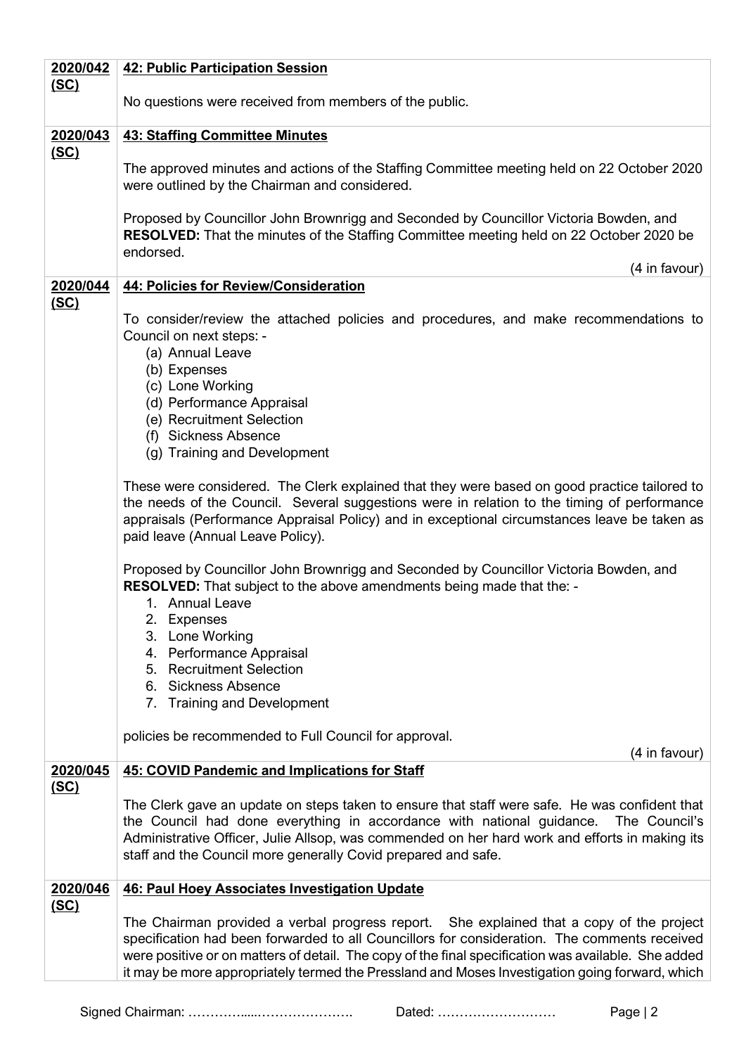| | |
|---|---|
| **2020/042 (SC)** | **42: Public Participation Session**<br><br>No questions were received from members of the public. |
| **2020/043 (SC)** | **43: Staffing Committee Minutes**<br><br>The approved minutes and actions of the Staffing Committee meeting held on 22 October 2020 were outlined by the Chairman and considered.<br><br>Proposed by Councillor John Brownrigg and Seconded by Councillor Victoria Bowden, and **RESOLVED:** That the minutes of the Staffing Committee meeting held on 22 October 2020 be endorsed.<br><br>(4 in favour) |
| **2020/044 (SC)** | **44: Policies for Review/Consideration**<br><br>To consider/review the attached policies and procedures, and make recommendations to Council on next steps: -<br>(a) Annual Leave<br>(b) Expenses<br>(c) Lone Working<br>(d) Performance Appraisal<br>(e) Recruitment Selection<br>(f) Sickness Absence<br>(g) Training and Development<br><br>These were considered. The Clerk explained that they were based on good practice tailored to the needs of the Council. Several suggestions were in relation to the timing of performance appraisals (Performance Appraisal Policy) and in exceptional circumstances leave be taken as paid leave (Annual Leave Policy).<br><br>Proposed by Councillor John Brownrigg and Seconded by Councillor Victoria Bowden, and **RESOLVED:** That subject to the above amendments being made that the: -<br>1. Annual Leave<br>2. Expenses<br>3. Lone Working<br>4. Performance Appraisal<br>5. Recruitment Selection<br>6. Sickness Absence<br>7. Training and Development<br><br>policies be recommended to Full Council for approval.<br><br>(4 in favour) |
| **2020/045 (SC)** | **45: COVID Pandemic and Implications for Staff**<br><br>The Clerk gave an update on steps taken to ensure that staff were safe. He was confident that the Council had done everything in accordance with national guidance. The Council's Administrative Officer, Julie Allsop, was commended on her hard work and efforts in making its staff and the Council more generally Covid prepared and safe. |
| **2020/046 (SC)** | **46: Paul Hoey Associates Investigation Update**<br><br>The Chairman provided a verbal progress report. She explained that a copy of the project specification had been forwarded to all Councillors for consideration. The comments received were positive or on matters of detail. The copy of the final specification was available. She added it may be more appropriately termed the Pressland and Moses Investigation going forward, which |

Signed Chairman: …………....…………………. Dated: ………………………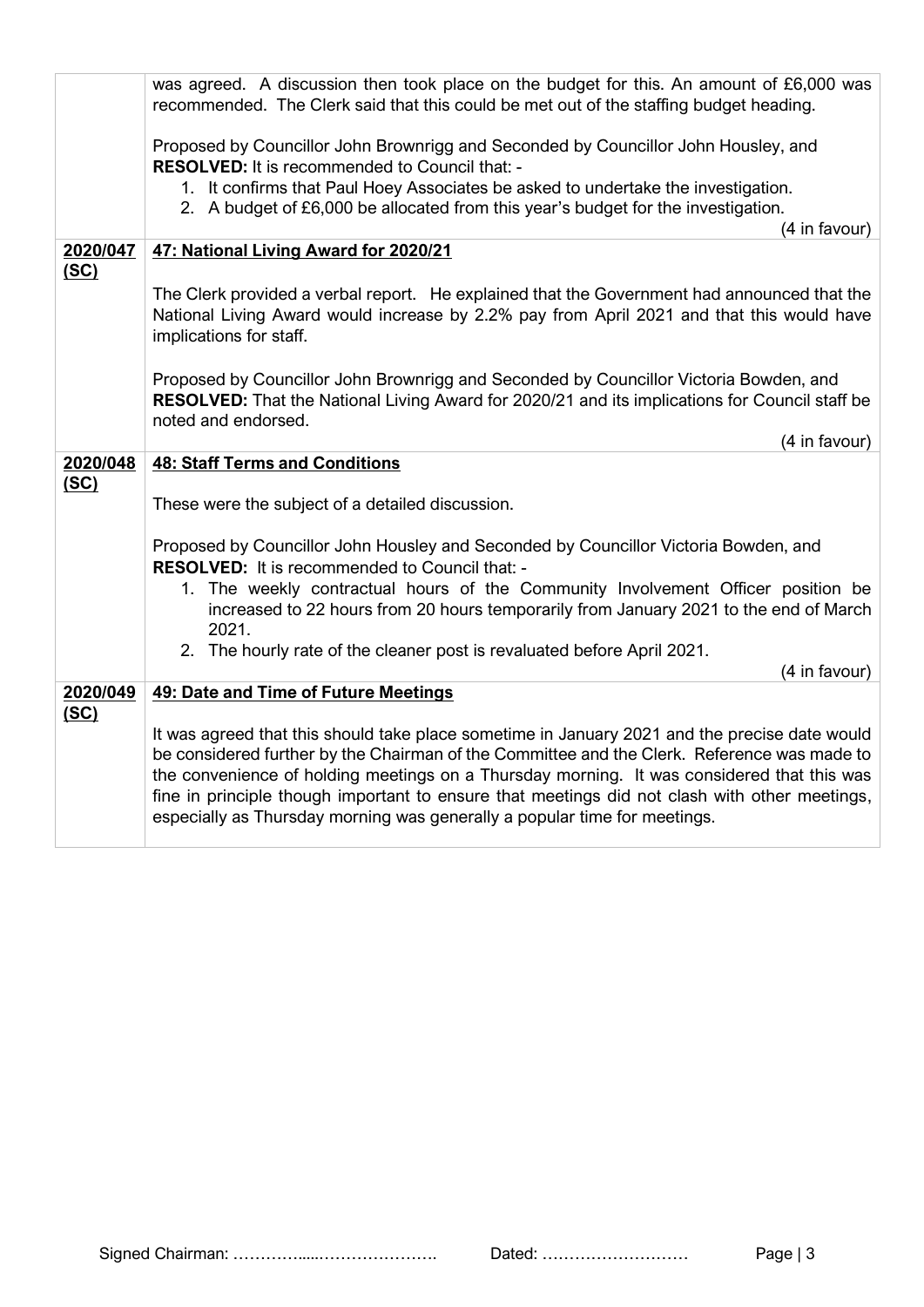| | |
|---|---|
| | was agreed. A discussion then took place on the budget for this. An amount of £6,000 was recommended. The Clerk said that this could be met out of the staffing budget heading.<br><br>Proposed by Councillor John Brownrigg and Seconded by Councillor John Housley, and **RESOLVED:** It is recommended to Council that: -<br>1. It confirms that Paul Hoey Associates be asked to undertake the investigation.<br>2. A budget of £6,000 be allocated from this year's budget for the investigation.<br>(4 in favour) |
| **2020/047 (SC)** | **47: National Living Award for 2020/21**<br><br>The Clerk provided a verbal report. He explained that the Government had announced that the National Living Award would increase by 2.2% pay from April 2021 and that this would have implications for staff.<br><br>Proposed by Councillor John Brownrigg and Seconded by Councillor Victoria Bowden, and **RESOLVED:** That the National Living Award for 2020/21 and its implications for Council staff be noted and endorsed.<br>(4 in favour) |
| **2020/048 (SC)** | **48: Staff Terms and Conditions**<br><br>These were the subject of a detailed discussion.<br><br>Proposed by Councillor John Housley and Seconded by Councillor Victoria Bowden, and **RESOLVED:** It is recommended to Council that: -<br>1. The weekly contractual hours of the Community Involvement Officer position be increased to 22 hours from 20 hours temporarily from January 2021 to the end of March 2021.<br>2. The hourly rate of the cleaner post is revaluated before April 2021.<br>(4 in favour) |
| **2020/049 (SC)** | **49: Date and Time of Future Meetings**<br><br>It was agreed that this should take place sometime in January 2021 and the precise date would be considered further by the Chairman of the Committee and the Clerk. Reference was made to the convenience of holding meetings on a Thursday morning. It was considered that this was fine in principle though important to ensure that meetings did not clash with other meetings, especially as Thursday morning was generally a popular time for meetings. |

Signed Chairman: …………....…………………. Dated: ………………………